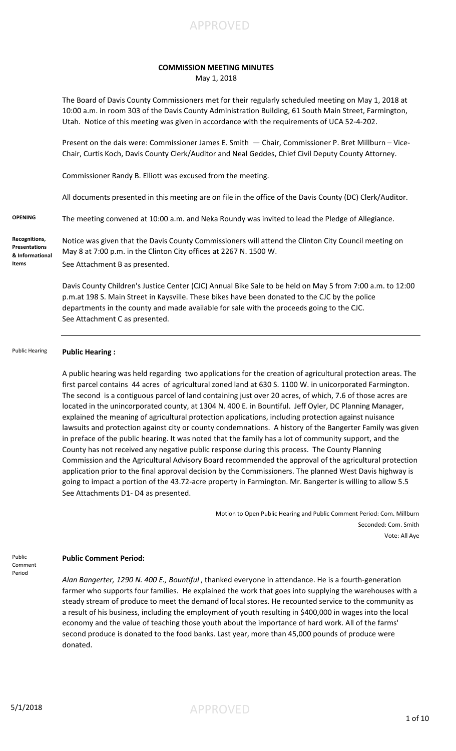APPROVED

**COMMISSION MEETING MINUTES**
May 1, 2018

The Board of Davis County Commissioners met for their regularly scheduled meeting on May 1, 2018 at 10:00 a.m. in room 303 of the Davis County Administration Building, 61 South Main Street, Farmington, Utah. Notice of this meeting was given in accordance with the requirements of UCA 52-4-202.

Present on the dais were: Commissioner James E. Smith — Chair, Commissioner P. Bret Millburn – Vice-Chair, Curtis Koch, Davis County Clerk/Auditor and Neal Geddes, Chief Civil Deputy County Attorney.

Commissioner Randy B. Elliott was excused from the meeting.

All documents presented in this meeting are on file in the office of the Davis County (DC) Clerk/Auditor.

**OPENING**

The meeting convened at 10:00 a.m. and Neka Roundy was invited to lead the Pledge of Allegiance.

**Recognitions, Presentations & Informational Items**

Notice was given that the Davis County Commissioners will attend the Clinton City Council meeting on May 8 at 7:00 p.m. in the Clinton City offices at 2267 N. 1500 W.
See Attachment B as presented.

Davis County Children's Justice Center (CJC) Annual Bike Sale to be held on May 5 from 7:00 a.m. to 12:00 p.m.at 198 S. Main Street in Kaysville. These bikes have been donated to the CJC by the police departments in the county and made available for sale with the proceeds going to the CJC.
See Attachment C as presented.

---

Public Hearing

**Public Hearing :**

A public hearing was held regarding two applications for the creation of agricultural protection areas. The first parcel contains 44 acres of agricultural zoned land at 630 S. 1100 W. in unincorporated Farmington. The second is a contiguous parcel of land containing just over 20 acres, of which, 7.6 of those acres are located in the unincorporated county, at 1304 N. 400 E. in Bountiful. Jeff Oyler, DC Planning Manager, explained the meaning of agricultural protection applications, including protection against nuisance lawsuits and protection against city or county condemnations. A history of the Bangerter Family was given in preface of the public hearing. It was noted that the family has a lot of community support, and the County has not received any negative public response during this process. The County Planning Commission and the Agricultural Advisory Board recommended the approval of the agricultural protection application prior to the final approval decision by the Commissioners. The planned West Davis highway is going to impact a portion of the 43.72-acre property in Farmington. Mr. Bangerter is willing to allow 5.5
See Attachments D1- D4 as presented.

Motion to Open Public Hearing and Public Comment Period: Com. Millburn
Seconded: Com. Smith
Vote: All Aye

Public Comment Period

**Public Comment Period:**

*Alan Bangerter, 1290 N. 400 E., Bountiful* , thanked everyone in attendance. He is a fourth-generation farmer who supports four families. He explained the work that goes into supplying the warehouses with a steady stream of produce to meet the demand of local stores. He recounted service to the community as a result of his business, including the employment of youth resulting in $400,000 in wages into the local economy and the value of teaching those youth about the importance of hard work. All of the farms' second produce is donated to the food banks. Last year, more than 45,000 pounds of produce were donated.

APPROVED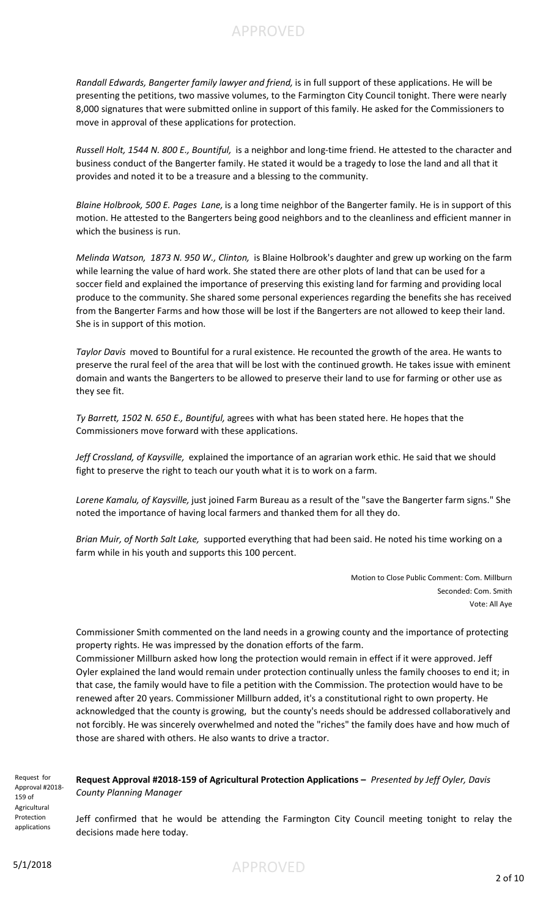*Randall Edwards, Bangerter family lawyer and friend,* is in full support of these applications. He will be presenting the petitions, two massive volumes, to the Farmington City Council tonight. There were nearly 8,000 signatures that were submitted online in support of this family. He asked for the Commissioners to move in approval of these applications for protection.

*Russell Holt, 1544 N. 800 E., Bountiful,* is a neighbor and long-time friend. He attested to the character and business conduct of the Bangerter family. He stated it would be a tragedy to lose the land and all that it provides and noted it to be a treasure and a blessing to the community.

*Blaine Holbrook, 500 E. Pages Lane,* is a long time neighbor of the Bangerter family. He is in support of this motion. He attested to the Bangerters being good neighbors and to the cleanliness and efficient manner in which the business is run.

*Melinda Watson, 1873 N. 950 W., Clinton,* is Blaine Holbrook's daughter and grew up working on the farm while learning the value of hard work. She stated there are other plots of land that can be used for a soccer field and explained the importance of preserving this existing land for farming and providing local produce to the community. She shared some personal experiences regarding the benefits she has received from the Bangerter Farms and how those will be lost if the Bangerters are not allowed to keep their land. She is in support of this motion.

*Taylor Davis* moved to Bountiful for a rural existence. He recounted the growth of the area. He wants to preserve the rural feel of the area that will be lost with the continued growth. He takes issue with eminent domain and wants the Bangerters to be allowed to preserve their land to use for farming or other use as they see fit.

*Ty Barrett, 1502 N. 650 E., Bountiful,* agrees with what has been stated here. He hopes that the Commissioners move forward with these applications.

*Jeff Crossland, of Kaysville,* explained the importance of an agrarian work ethic. He said that we should fight to preserve the right to teach our youth what it is to work on a farm.

*Lorene Kamalu, of Kaysville,* just joined Farm Bureau as a result of the "save the Bangerter farm signs." She noted the importance of having local farmers and thanked them for all they do.

*Brian Muir, of North Salt Lake,* supported everything that had been said. He noted his time working on a farm while in his youth and supports this 100 percent.

Motion to Close Public Comment: Com. Millburn
Seconded: Com. Smith
Vote: All Aye

Commissioner Smith commented on the land needs in a growing county and the importance of protecting property rights. He was impressed by the donation efforts of the farm.

Commissioner Millburn asked how long the protection would remain in effect if it were approved. Jeff Oyler explained the land would remain under protection continually unless the family chooses to end it; in that case, the family would have to file a petition with the Commission. The protection would have to be renewed after 20 years. Commissioner Millburn added, it's a constitutional right to own property. He acknowledged that the county is growing, but the county's needs should be addressed collaboratively and not forcibly. He was sincerely overwhelmed and noted the "riches" the family does have and how much of those are shared with others. He also wants to drive a tractor.

Request for Approval #2018-159 of Agricultural Protection applications

**Request Approval #2018-159 of Agricultural Protection Applications –** *Presented by Jeff Oyler, Davis County Planning Manager*

Jeff confirmed that he would be attending the Farmington City Council meeting tonight to relay the decisions made here today.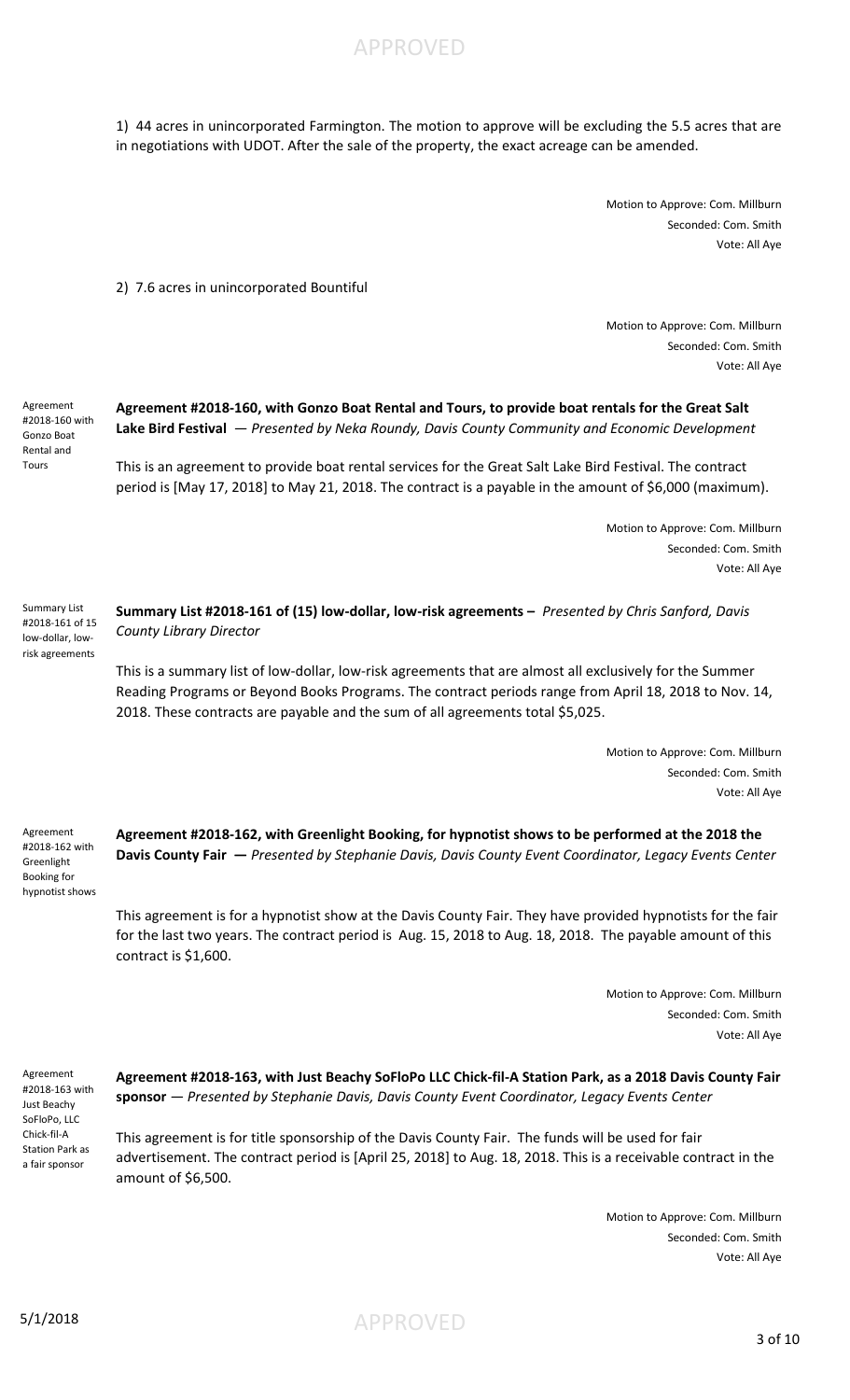1) 44 acres in unincorporated Farmington. The motion to approve will be excluding the 5.5 acres that are in negotiations with UDOT. After the sale of the property, the exact acreage can be amended.

Motion to Approve: Com. Millburn
Seconded: Com. Smith
Vote: All Aye

2) 7.6 acres in unincorporated Bountiful

Motion to Approve: Com. Millburn
Seconded: Com. Smith
Vote: All Aye

Agreement #2018-160 with Gonzo Boat Rental and Tours

**Agreement #2018-160, with Gonzo Boat Rental and Tours, to provide boat rentals for the Great Salt Lake Bird Festival** — *Presented by Neka Roundy, Davis County Community and Economic Development*

This is an agreement to provide boat rental services for the Great Salt Lake Bird Festival. The contract period is [May 17, 2018] to May 21, 2018. The contract is a payable in the amount of $6,000 (maximum).

Motion to Approve: Com. Millburn
Seconded: Com. Smith
Vote: All Aye

Summary List #2018-161 of 15 low-dollar, low-risk agreements

**Summary List #2018-161 of (15) low-dollar, low-risk agreements –** *Presented by Chris Sanford, Davis County Library Director*

This is a summary list of low-dollar, low-risk agreements that are almost all exclusively for the Summer Reading Programs or Beyond Books Programs. The contract periods range from April 18, 2018 to Nov. 14, 2018. These contracts are payable and the sum of all agreements total $5,025.

Motion to Approve: Com. Millburn
Seconded: Com. Smith
Vote: All Aye

Agreement #2018-162 with Greenlight Booking for hypnotist shows

**Agreement #2018-162, with Greenlight Booking, for hypnotist shows to be performed at the 2018 the Davis County Fair —** *Presented by Stephanie Davis, Davis County Event Coordinator, Legacy Events Center*

This agreement is for a hypnotist show at the Davis County Fair. They have provided hypnotists for the fair for the last two years. The contract period is Aug. 15, 2018 to Aug. 18, 2018. The payable amount of this contract is $1,600.

Motion to Approve: Com. Millburn
Seconded: Com. Smith
Vote: All Aye

Agreement #2018-163 with Just Beachy SoFloPo, LLC Chick-fil-A Station Park as a fair sponsor

**Agreement #2018-163, with Just Beachy SoFloPo LLC Chick-fil-A Station Park, as a 2018 Davis County Fair sponsor** — *Presented by Stephanie Davis, Davis County Event Coordinator, Legacy Events Center*

This agreement is for title sponsorship of the Davis County Fair. The funds will be used for fair advertisement. The contract period is [April 25, 2018] to Aug. 18, 2018. This is a receivable contract in the amount of $6,500.

Motion to Approve: Com. Millburn
Seconded: Com. Smith
Vote: All Aye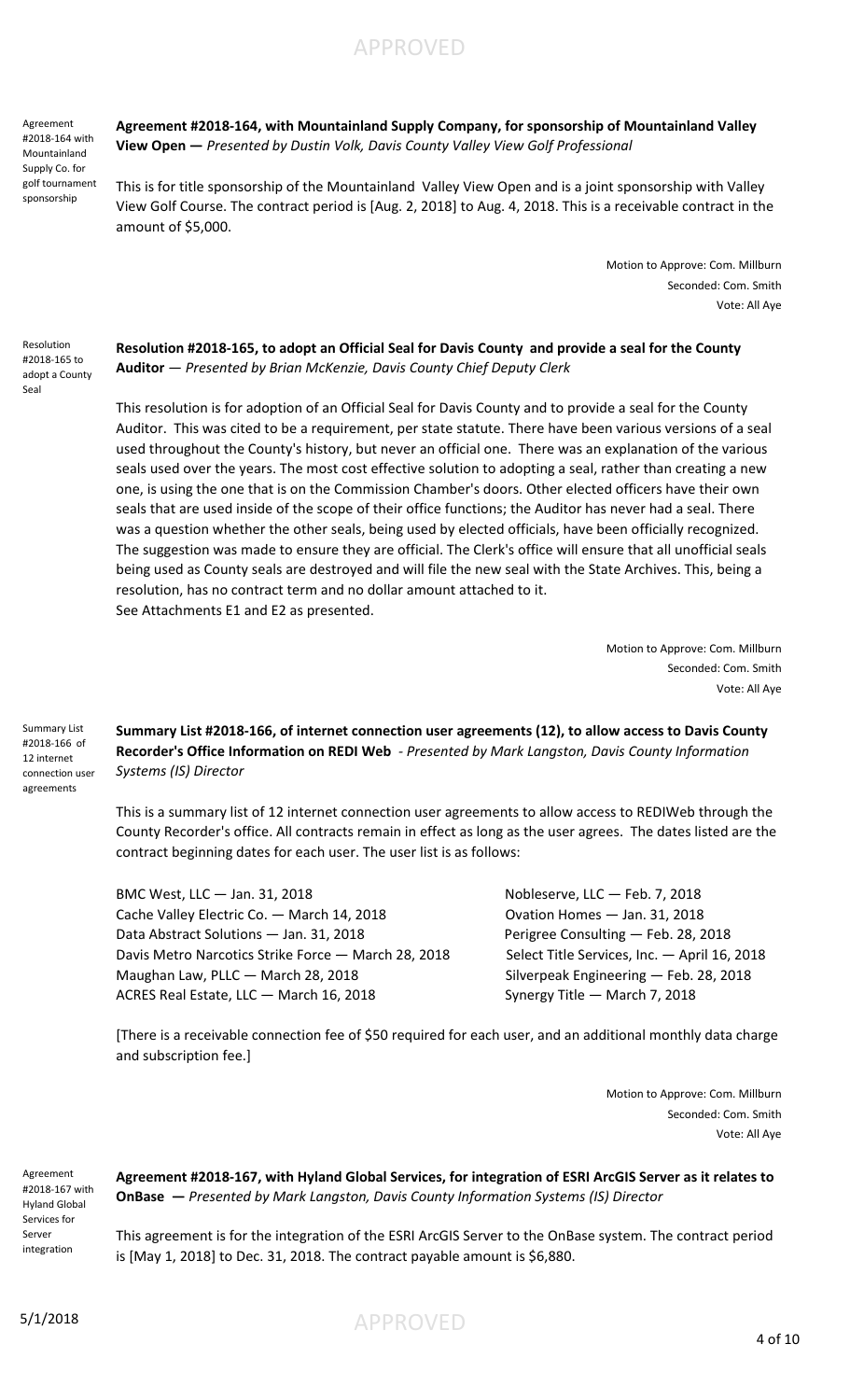Agreement #2018-164 with Mountainland Supply Co. for golf tournament sponsorship

**Agreement #2018-164, with Mountainland Supply Company, for sponsorship of Mountainland Valley View Open —** *Presented by Dustin Volk, Davis County Valley View Golf Professional*

This is for title sponsorship of the Mountainland Valley View Open and is a joint sponsorship with Valley View Golf Course. The contract period is [Aug. 2, 2018] to Aug. 4, 2018. This is a receivable contract in the amount of $5,000.

Motion to Approve: Com. Millburn
Seconded: Com. Smith
Vote: All Aye

Resolution #2018-165 to adopt a County Seal

**Resolution #2018-165, to adopt an Official Seal for Davis County and provide a seal for the County Auditor** — *Presented by Brian McKenzie, Davis County Chief Deputy Clerk*

This resolution is for adoption of an Official Seal for Davis County and to provide a seal for the County Auditor. This was cited to be a requirement, per state statute. There have been various versions of a seal used throughout the County's history, but never an official one. There was an explanation of the various seals used over the years. The most cost effective solution to adopting a seal, rather than creating a new one, is using the one that is on the Commission Chamber's doors. Other elected officers have their own seals that are used inside of the scope of their office functions; the Auditor has never had a seal. There was a question whether the other seals, being used by elected officials, have been officially recognized. The suggestion was made to ensure they are official. The Clerk's office will ensure that all unofficial seals being used as County seals are destroyed and will file the new seal with the State Archives. This, being a resolution, has no contract term and no dollar amount attached to it.
See Attachments E1 and E2 as presented.

Motion to Approve: Com. Millburn
Seconded: Com. Smith
Vote: All Aye

Summary List #2018-166 of 12 internet connection user agreements

**Summary List #2018-166, of internet connection user agreements (12), to allow access to Davis County Recorder's Office Information on REDI Web** - *Presented by Mark Langston, Davis County Information Systems (IS) Director*

This is a summary list of 12 internet connection user agreements to allow access to REDIWeb through the County Recorder's office. All contracts remain in effect as long as the user agrees. The dates listed are the contract beginning dates for each user. The user list is as follows:

- BMC West, LLC — Jan. 31, 2018
- Cache Valley Electric Co. — March 14, 2018
- Data Abstract Solutions — Jan. 31, 2018
- Davis Metro Narcotics Strike Force — March 28, 2018
- Maughan Law, PLLC — March 28, 2018
- ACRES Real Estate, LLC — March 16, 2018
- Nobleserve, LLC — Feb. 7, 2018
- Ovation Homes — Jan. 31, 2018
- Perigree Consulting — Feb. 28, 2018
- Select Title Services, Inc. — April 16, 2018
- Silverpeak Engineering — Feb. 28, 2018
- Synergy Title — March 7, 2018

[There is a receivable connection fee of $50 required for each user, and an additional monthly data charge and subscription fee.]

Motion to Approve: Com. Millburn
Seconded: Com. Smith
Vote: All Aye

Agreement #2018-167 with Hyland Global Services for Server integration

**Agreement #2018-167, with Hyland Global Services, for integration of ESRI ArcGIS Server as it relates to OnBase —** *Presented by Mark Langston, Davis County Information Systems (IS) Director*

This agreement is for the integration of the ESRI ArcGIS Server to the OnBase system. The contract period is [May 1, 2018] to Dec. 31, 2018. The contract payable amount is $6,880.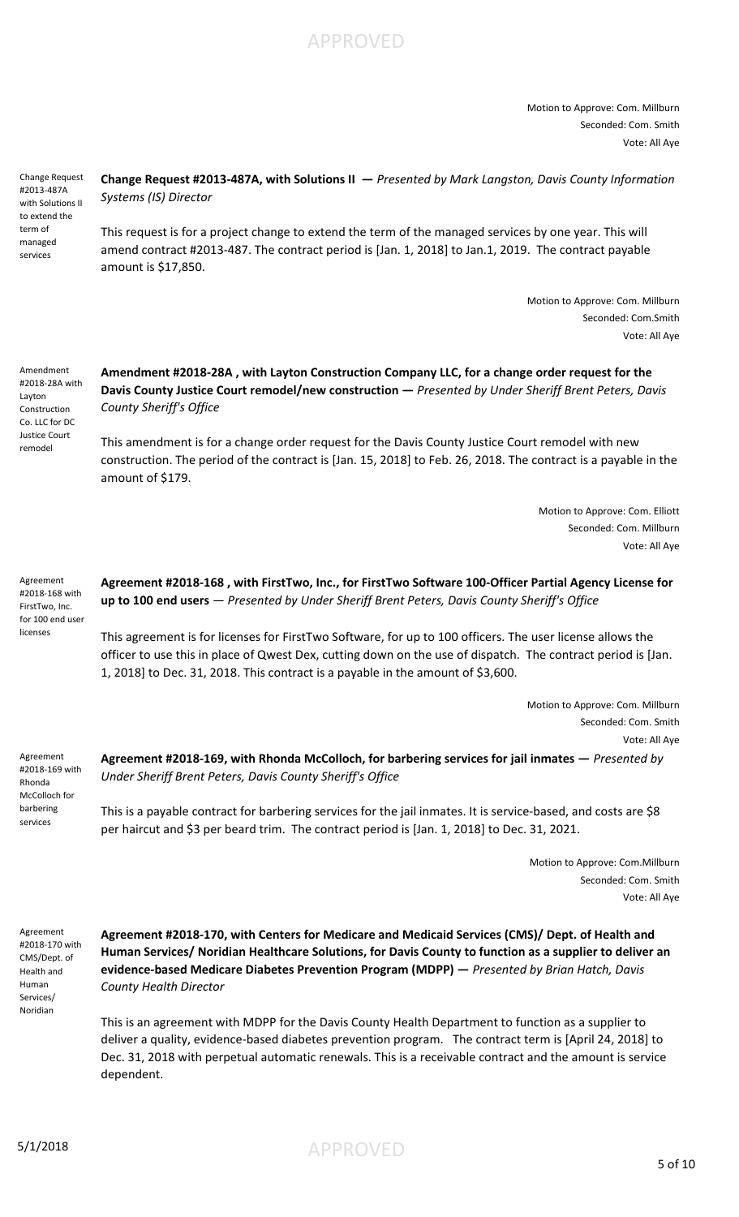Motion to Approve: Com. Millburn
Seconded: Com. Smith
Vote: All Aye

Change Request #2013-487A with Solutions II to extend the term of managed services

**Change Request #2013-487A, with Solutions II —** *Presented by Mark Langston, Davis County Information Systems (IS) Director*

This request is for a project change to extend the term of the managed services by one year. This will amend contract #2013-487. The contract period is [Jan. 1, 2018] to Jan.1, 2019. The contract payable amount is $17,850.

Motion to Approve: Com. Millburn
Seconded: Com.Smith
Vote: All Aye

Amendment #2018-28A with Layton Construction Co. LLC for DC Justice Court remodel

**Amendment #2018-28A , with Layton Construction Company LLC, for a change order request for the Davis County Justice Court remodel/new construction —** *Presented by Under Sheriff Brent Peters, Davis County Sheriff's Office*

This amendment is for a change order request for the Davis County Justice Court remodel with new construction. The period of the contract is [Jan. 15, 2018] to Feb. 26, 2018. The contract is a payable in the amount of $179.

Motion to Approve: Com. Elliott
Seconded: Com. Millburn
Vote: All Aye

Agreement #2018-168 with FirstTwo, Inc. for 100 end user licenses

**Agreement #2018-168 , with FirstTwo, Inc., for FirstTwo Software 100-Officer Partial Agency License for up to 100 end users** — *Presented by Under Sheriff Brent Peters, Davis County Sheriff's Office*

This agreement is for licenses for FirstTwo Software, for up to 100 officers. The user license allows the officer to use this in place of Qwest Dex, cutting down on the use of dispatch. The contract period is [Jan. 1, 2018] to Dec. 31, 2018. This contract is a payable in the amount of $3,600.

Motion to Approve: Com. Millburn
Seconded: Com. Smith
Vote: All Aye

Agreement #2018-169 with Rhonda McColloch for barbering services

**Agreement #2018-169, with Rhonda McColloch, for barbering services for jail inmates —** *Presented by Under Sheriff Brent Peters, Davis County Sheriff's Office*

This is a payable contract for barbering services for the jail inmates. It is service-based, and costs are $8 per haircut and $3 per beard trim. The contract period is [Jan. 1, 2018] to Dec. 31, 2021.

Motion to Approve: Com.Millburn
Seconded: Com. Smith
Vote: All Aye

Agreement #2018-170 with CMS/Dept. of Health and Human Services/ Noridian

**Agreement #2018-170, with Centers for Medicare and Medicaid Services (CMS)/ Dept. of Health and Human Services/ Noridian Healthcare Solutions, for Davis County to function as a supplier to deliver an evidence-based Medicare Diabetes Prevention Program (MDPP) —** *Presented by Brian Hatch, Davis County Health Director*

This is an agreement with MDPP for the Davis County Health Department to function as a supplier to deliver a quality, evidence-based diabetes prevention program. The contract term is [April 24, 2018] to Dec. 31, 2018 with perpetual automatic renewals. This is a receivable contract and the amount is service dependent.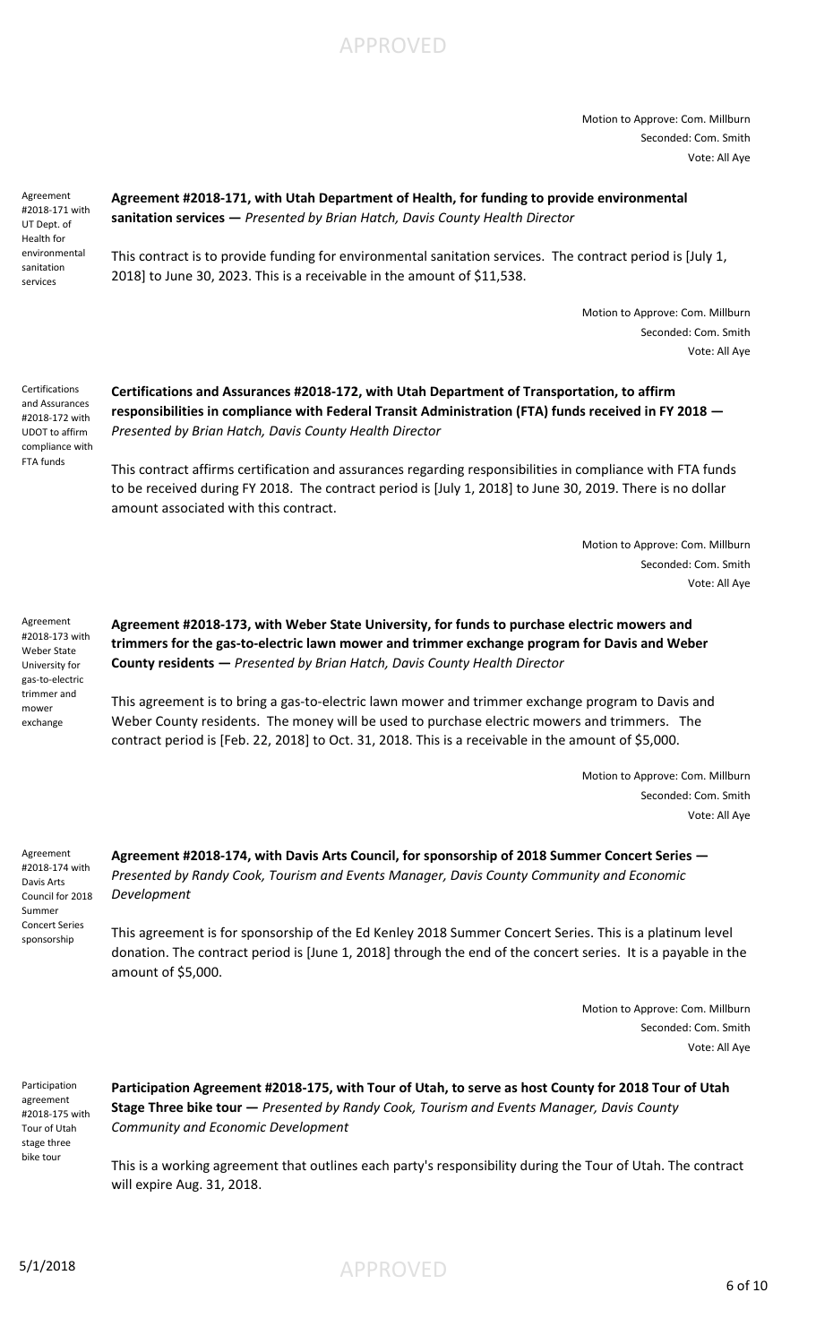Motion to Approve: Com. Millburn
Seconded: Com. Smith
Vote: All Aye

Agreement #2018-171 with UT Dept. of Health for environmental sanitation services

**Agreement #2018-171, with Utah Department of Health, for funding to provide environmental sanitation services —** *Presented by Brian Hatch, Davis County Health Director*

This contract is to provide funding for environmental sanitation services. The contract period is [July 1, 2018] to June 30, 2023. This is a receivable in the amount of $11,538.

Motion to Approve: Com. Millburn
Seconded: Com. Smith
Vote: All Aye

Certifications and Assurances #2018-172 with UDOT to affirm compliance with FTA funds

**Certifications and Assurances #2018-172, with Utah Department of Transportation, to affirm responsibilities in compliance with Federal Transit Administration (FTA) funds received in FY 2018 —** *Presented by Brian Hatch, Davis County Health Director*

This contract affirms certification and assurances regarding responsibilities in compliance with FTA funds to be received during FY 2018. The contract period is [July 1, 2018] to June 30, 2019. There is no dollar amount associated with this contract.

Motion to Approve: Com. Millburn
Seconded: Com. Smith
Vote: All Aye

Agreement #2018-173 with Weber State University for gas-to-electric trimmer and mower exchange

**Agreement #2018-173, with Weber State University, for funds to purchase electric mowers and trimmers for the gas-to-electric lawn mower and trimmer exchange program for Davis and Weber County residents —** *Presented by Brian Hatch, Davis County Health Director*

This agreement is to bring a gas-to-electric lawn mower and trimmer exchange program to Davis and Weber County residents. The money will be used to purchase electric mowers and trimmers. The contract period is [Feb. 22, 2018] to Oct. 31, 2018. This is a receivable in the amount of $5,000.

Motion to Approve: Com. Millburn
Seconded: Com. Smith
Vote: All Aye

Agreement #2018-174 with Davis Arts Council for 2018 Summer Concert Series sponsorship

**Agreement #2018-174, with Davis Arts Council, for sponsorship of 2018 Summer Concert Series —** *Presented by Randy Cook, Tourism and Events Manager, Davis County Community and Economic Development*

This agreement is for sponsorship of the Ed Kenley 2018 Summer Concert Series. This is a platinum level donation. The contract period is [June 1, 2018] through the end of the concert series. It is a payable in the amount of $5,000.

Motion to Approve: Com. Millburn
Seconded: Com. Smith
Vote: All Aye

Participation agreement #2018-175 with Tour of Utah stage three bike tour

**Participation Agreement #2018-175, with Tour of Utah, to serve as host County for 2018 Tour of Utah Stage Three bike tour —** *Presented by Randy Cook, Tourism and Events Manager, Davis County Community and Economic Development*

This is a working agreement that outlines each party's responsibility during the Tour of Utah. The contract will expire Aug. 31, 2018.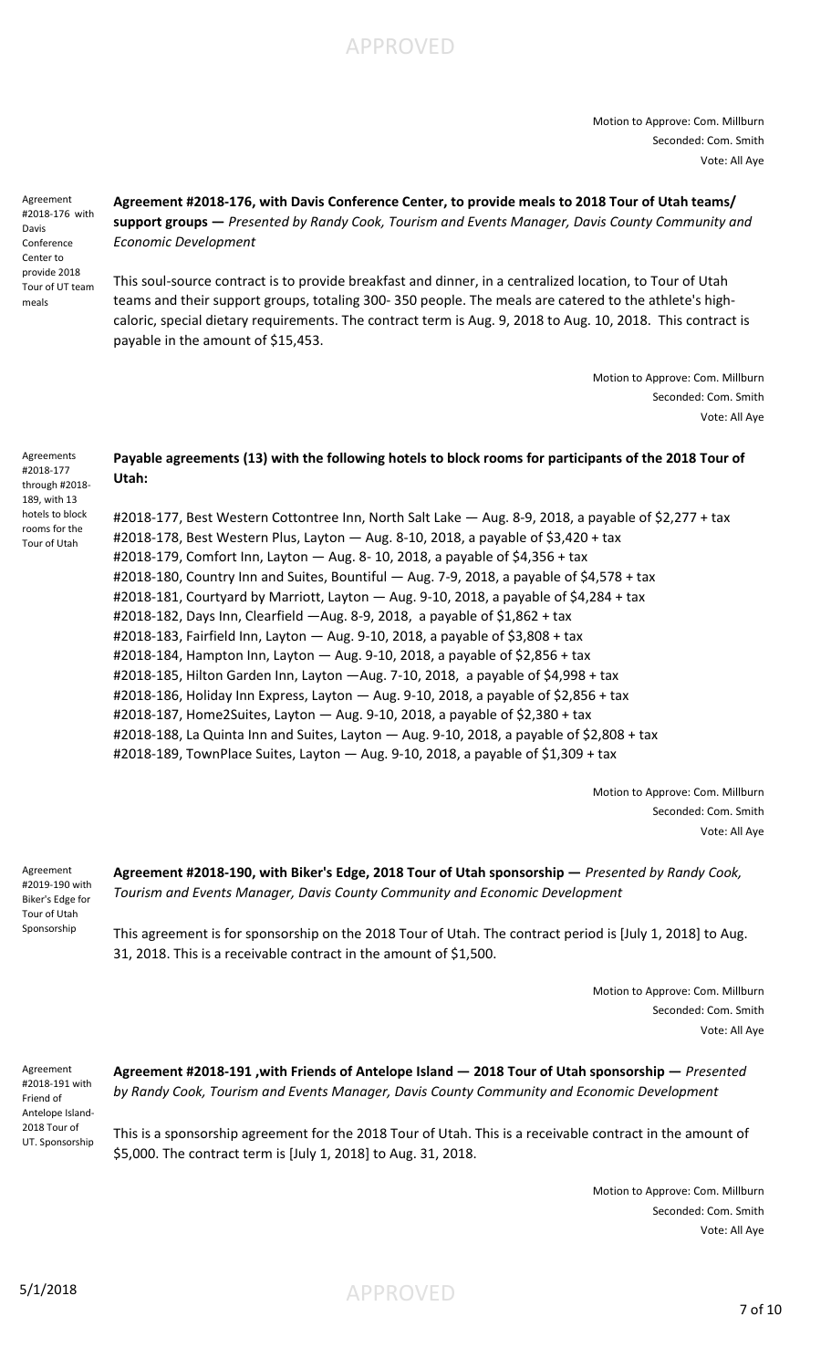Motion to Approve: Com. Millburn
Seconded: Com. Smith
Vote: All Aye

Agreement #2018-176 with Davis Conference Center to provide 2018 Tour of UT team meals

**Agreement #2018-176, with Davis Conference Center, to provide meals to 2018 Tour of Utah teams/ support groups —** *Presented by Randy Cook, Tourism and Events Manager, Davis County Community and Economic Development*

This soul-source contract is to provide breakfast and dinner, in a centralized location, to Tour of Utah teams and their support groups, totaling 300- 350 people. The meals are catered to the athlete's high-caloric, special dietary requirements. The contract term is Aug. 9, 2018 to Aug. 10, 2018. This contract is payable in the amount of $15,453.

Motion to Approve: Com. Millburn
Seconded: Com. Smith
Vote: All Aye

Agreements #2018-177 through #2018-189, with 13 hotels to block rooms for the Tour of Utah

**Payable agreements (13) with the following hotels to block rooms for participants of the 2018 Tour of Utah:**

#2018-177, Best Western Cottontree Inn, North Salt Lake — Aug. 8-9, 2018, a payable of $2,277 + tax
#2018-178, Best Western Plus, Layton — Aug. 8-10, 2018, a payable of $3,420 + tax
#2018-179, Comfort Inn, Layton — Aug. 8- 10, 2018, a payable of $4,356 + tax
#2018-180, Country Inn and Suites, Bountiful — Aug. 7-9, 2018, a payable of $4,578 + tax
#2018-181, Courtyard by Marriott, Layton — Aug. 9-10, 2018, a payable of $4,284 + tax
#2018-182, Days Inn, Clearfield —Aug. 8-9, 2018, a payable of $1,862 + tax
#2018-183, Fairfield Inn, Layton — Aug. 9-10, 2018, a payable of $3,808 + tax
#2018-184, Hampton Inn, Layton — Aug. 9-10, 2018, a payable of $2,856 + tax
#2018-185, Hilton Garden Inn, Layton —Aug. 7-10, 2018, a payable of $4,998 + tax
#2018-186, Holiday Inn Express, Layton — Aug. 9-10, 2018, a payable of $2,856 + tax
#2018-187, Home2Suites, Layton — Aug. 9-10, 2018, a payable of $2,380 + tax
#2018-188, La Quinta Inn and Suites, Layton — Aug. 9-10, 2018, a payable of $2,808 + tax
#2018-189, TownPlace Suites, Layton — Aug. 9-10, 2018, a payable of $1,309 + tax

Motion to Approve: Com. Millburn
Seconded: Com. Smith
Vote: All Aye

Agreement #2019-190 with Biker's Edge for Tour of Utah Sponsorship

**Agreement #2018-190, with Biker's Edge, 2018 Tour of Utah sponsorship —** *Presented by Randy Cook, Tourism and Events Manager, Davis County Community and Economic Development*

This agreement is for sponsorship on the 2018 Tour of Utah. The contract period is [July 1, 2018] to Aug. 31, 2018. This is a receivable contract in the amount of $1,500.

Motion to Approve: Com. Millburn
Seconded: Com. Smith
Vote: All Aye

Agreement #2018-191 with Friend of Antelope Island- 2018 Tour of UT. Sponsorship

**Agreement #2018-191 ,with Friends of Antelope Island — 2018 Tour of Utah sponsorship —** *Presented by Randy Cook, Tourism and Events Manager, Davis County Community and Economic Development*

This is a sponsorship agreement for the 2018 Tour of Utah. This is a receivable contract in the amount of $5,000. The contract term is [July 1, 2018] to Aug. 31, 2018.

Motion to Approve: Com. Millburn
Seconded: Com. Smith
Vote: All Aye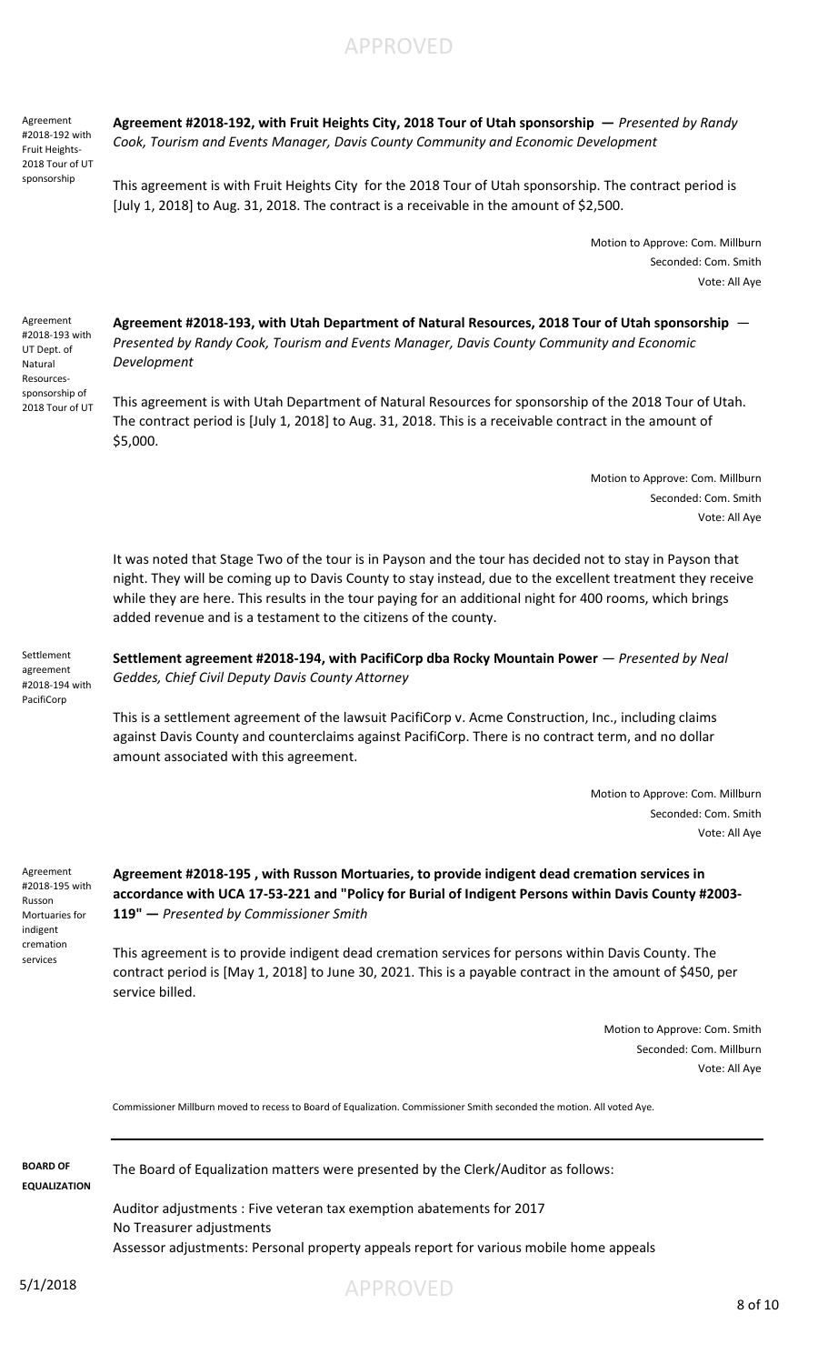Agreement #2018-192 with Fruit Heights-2018 Tour of UT sponsorship

**Agreement #2018-192, with Fruit Heights City, 2018 Tour of Utah sponsorship —** *Presented by Randy Cook, Tourism and Events Manager, Davis County Community and Economic Development*

This agreement is with Fruit Heights City for the 2018 Tour of Utah sponsorship. The contract period is [July 1, 2018] to Aug. 31, 2018. The contract is a receivable in the amount of $2,500.

Motion to Approve: Com. Millburn
Seconded: Com. Smith
Vote: All Aye

Agreement #2018-193 with UT Dept. of Natural Resources-sponsorship of 2018 Tour of UT

**Agreement #2018-193, with Utah Department of Natural Resources, 2018 Tour of Utah sponsorship** — *Presented by Randy Cook, Tourism and Events Manager, Davis County Community and Economic Development*

This agreement is with Utah Department of Natural Resources for sponsorship of the 2018 Tour of Utah. The contract period is [July 1, 2018] to Aug. 31, 2018. This is a receivable contract in the amount of $5,000.

Motion to Approve: Com. Millburn
Seconded: Com. Smith
Vote: All Aye

It was noted that Stage Two of the tour is in Payson and the tour has decided not to stay in Payson that night. They will be coming up to Davis County to stay instead, due to the excellent treatment they receive while they are here. This results in the tour paying for an additional night for 400 rooms, which brings added revenue and is a testament to the citizens of the county.

Settlement agreement #2018-194 with PacifiCorp

**Settlement agreement #2018-194, with PacifiCorp dba Rocky Mountain Power** — *Presented by Neal Geddes, Chief Civil Deputy Davis County Attorney*

This is a settlement agreement of the lawsuit PacifiCorp v. Acme Construction, Inc., including claims against Davis County and counterclaims against PacifiCorp. There is no contract term, and no dollar amount associated with this agreement.

Motion to Approve: Com. Millburn
Seconded: Com. Smith
Vote: All Aye

Agreement #2018-195 with Russon Mortuaries for indigent cremation services

**Agreement #2018-195 , with Russon Mortuaries, to provide indigent dead cremation services in accordance with UCA 17-53-221 and "Policy for Burial of Indigent Persons within Davis County #2003-119" —** *Presented by Commissioner Smith*

This agreement is to provide indigent dead cremation services for persons within Davis County. The contract period is [May 1, 2018] to June 30, 2021. This is a payable contract in the amount of $450, per service billed.

Motion to Approve: Com. Smith
Seconded: Com. Millburn
Vote: All Aye

Commissioner Millburn moved to recess to Board of Equalization. Commissioner Smith seconded the motion. All voted Aye.

---

**BOARD OF EQUALIZATION**

The Board of Equalization matters were presented by the Clerk/Auditor as follows:

Auditor adjustments : Five veteran tax exemption abatements for 2017
No Treasurer adjustments
Assessor adjustments: Personal property appeals report for various mobile home appeals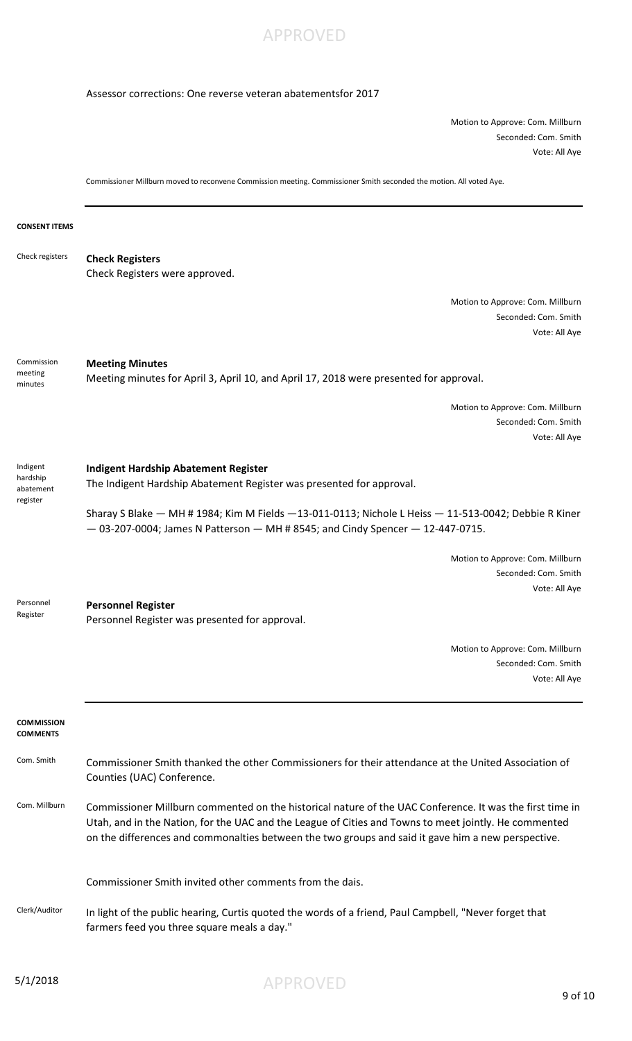Assessor corrections: One reverse veteran abatementsfor 2017

Motion to Approve: Com. Millburn
Seconded: Com. Smith
Vote: All Aye

Commissioner Millburn moved to reconvene Commission meeting. Commissioner Smith seconded the motion. All voted Aye.

---

## CONSENT ITEMS

Check registers

**Check Registers**
Check Registers were approved.

Motion to Approve: Com. Millburn
Seconded: Com. Smith
Vote: All Aye

Commission meeting minutes

**Meeting Minutes**
Meeting minutes for April 3, April 10, and April 17, 2018 were presented for approval.

Motion to Approve: Com. Millburn
Seconded: Com. Smith
Vote: All Aye

Indigent hardship abatement register

**Indigent Hardship Abatement Register**
The Indigent Hardship Abatement Register was presented for approval.

Sharay S Blake — MH # 1984; Kim M Fields —13-011-0113; Nichole L Heiss — 11-513-0042; Debbie R Kiner — 03-207-0004; James N Patterson — MH # 8545; and Cindy Spencer — 12-447-0715.

Motion to Approve: Com. Millburn
Seconded: Com. Smith
Vote: All Aye

Personnel Register

**Personnel Register**
Personnel Register was presented for approval.

Motion to Approve: Com. Millburn
Seconded: Com. Smith
Vote: All Aye

---

## COMMISSION COMMENTS

Com. Smith

Commissioner Smith thanked the other Commissioners for their attendance at the United Association of Counties (UAC) Conference.

Com. Millburn

Commissioner Millburn commented on the historical nature of the UAC Conference. It was the first time in Utah, and in the Nation, for the UAC and the League of Cities and Towns to meet jointly. He commented on the differences and commonalties between the two groups and said it gave him a new perspective.

Commissioner Smith invited other comments from the dais.

Clerk/Auditor

In light of the public hearing, Curtis quoted the words of a friend, Paul Campbell, "Never forget that farmers feed you three square meals a day."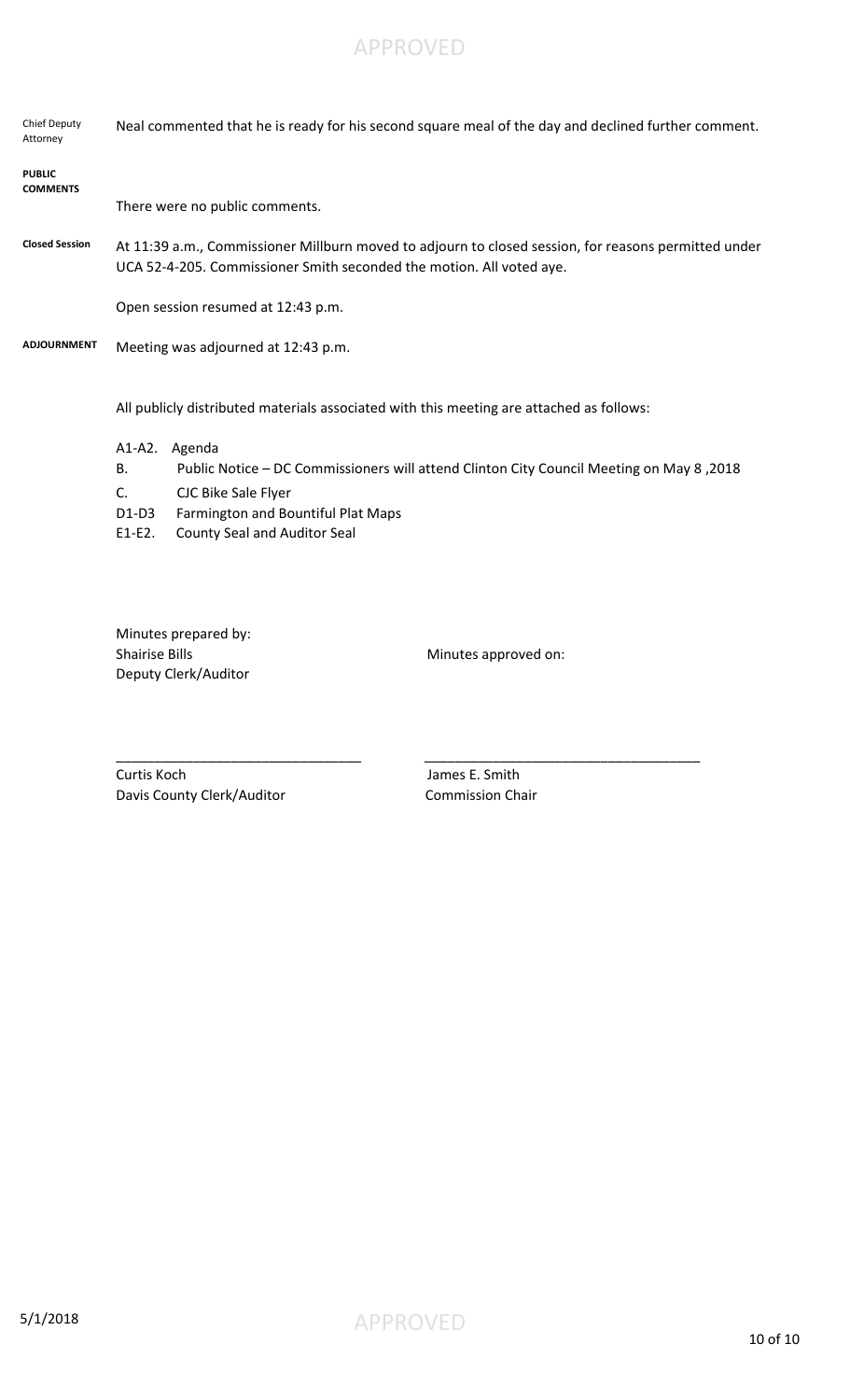**Chief Deputy Attorney**

Neal commented that he is ready for his second square meal of the day and declined further comment.

**PUBLIC COMMENTS**

There were no public comments.

**Closed Session**

At 11:39 a.m., Commissioner Millburn moved to adjourn to closed session, for reasons permitted under UCA 52-4-205. Commissioner Smith seconded the motion. All voted aye.

Open session resumed at 12:43 p.m.

**ADJOURNMENT**

Meeting was adjourned at 12:43 p.m.

All publicly distributed materials associated with this meeting are attached as follows:

- A1-A2. Agenda
- B. Public Notice – DC Commissioners will attend Clinton City Council Meeting on May 8 ,2018
- C. CJC Bike Sale Flyer
- D1-D3 Farmington and Bountiful Plat Maps
- E1-E2. County Seal and Auditor Seal

Minutes prepared by:
Shairise Bills
Deputy Clerk/Auditor

Minutes approved on:

\_\_\_\_\_\_\_\_\_\_\_\_\_\_\_\_\_\_\_\_\_\_\_\_\_\_\_\_\_\_\_\_
Curtis Koch
Davis County Clerk/Auditor

\_\_\_\_\_\_\_\_\_\_\_\_\_\_\_\_\_\_\_\_\_\_\_\_\_\_\_\_\_\_\_\_
James E. Smith
Commission Chair